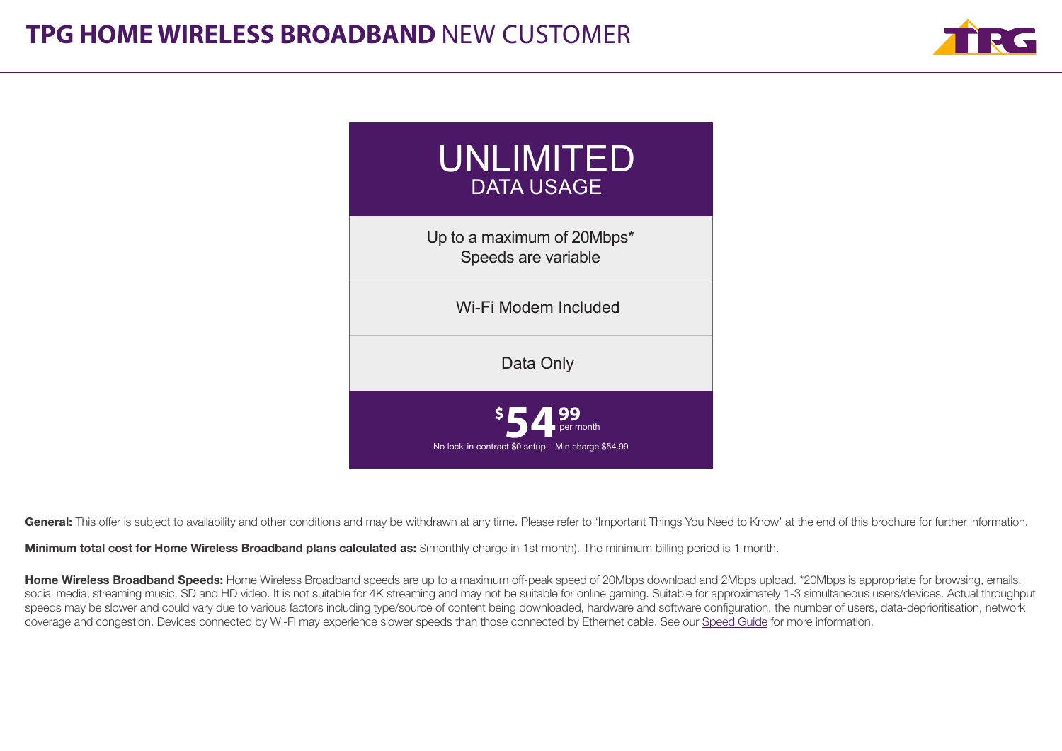# **TPG HOME WIRELESS BROADBAND** NEW CUSTOMER

## UNLIMITED
### DATA USAGE

Up to a maximum of 20Mbps*
Speeds are variable

Wi-Fi Modem Included

Data Only

**$54.99** per month

No lock-in contract $0 setup – Min charge $54.99

**General:** This offer is subject to availability and other conditions and may be withdrawn at any time. Please refer to 'Important Things You Need to Know' at the end of this brochure for further information.

**Minimum total cost for Home Wireless Broadband plans calculated as:** $(monthly charge in 1st month). The minimum billing period is 1 month.

**Home Wireless Broadband Speeds:** Home Wireless Broadband speeds are up to a maximum off-peak speed of 20Mbps download and 2Mbps upload. *20Mbps is appropriate for browsing, emails, social media, streaming music, SD and HD video. It is not suitable for 4K streaming and may not be suitable for online gaming. Suitable for approximately 1-3 simultaneous users/devices. Actual throughput speeds may be slower and could vary due to various factors including type/source of content being downloaded, hardware and software configuration, the number of users, data-deprioritisation, network coverage and congestion. Devices connected by Wi-Fi may experience slower speeds than those connected by Ethernet cable. See our Speed Guide for more information.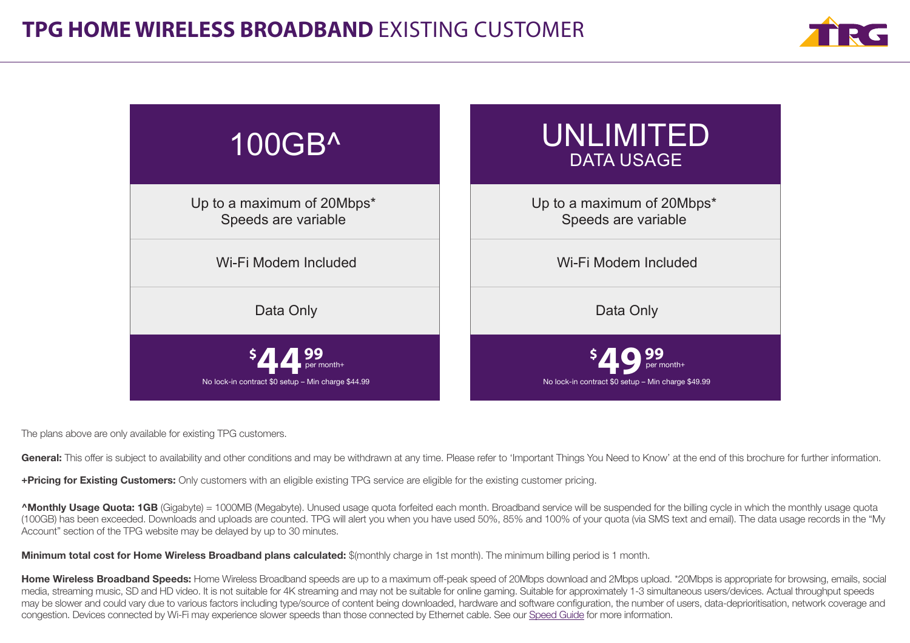# **TPG HOME WIRELESS BROADBAND** EXISTING CUSTOMER

| 100GB^ | UNLIMITED DATA USAGE |
| --- | --- |
| Up to a maximum of 20Mbps* Speeds are variable | Up to a maximum of 20Mbps* Speeds are variable |
| Wi-Fi Modem Included | Wi-Fi Modem Included |
| Data Only | Data Only |
| $44.99 per month+ No lock-in contract $0 setup – Min charge $44.99 | $49.99 per month+ No lock-in contract $0 setup – Min charge $49.99 |

The plans above are only available for existing TPG customers.

**General:** This offer is subject to availability and other conditions and may be withdrawn at any time. Please refer to 'Important Things You Need to Know' at the end of this brochure for further information.

**+Pricing for Existing Customers:** Only customers with an eligible existing TPG service are eligible for the existing customer pricing.

**^Monthly Usage Quota: 1GB** (Gigabyte) = 1000MB (Megabyte). Unused usage quota forfeited each month. Broadband service will be suspended for the billing cycle in which the monthly usage quota (100GB) has been exceeded. Downloads and uploads are counted. TPG will alert you when you have used 50%, 85% and 100% of your quota (via SMS text and email). The data usage records in the "My Account" section of the TPG website may be delayed by up to 30 minutes.

**Minimum total cost for Home Wireless Broadband plans calculated:** $(monthly charge in 1st month). The minimum billing period is 1 month.

**Home Wireless Broadband Speeds:** Home Wireless Broadband speeds are up to a maximum off-peak speed of 20Mbps download and 2Mbps upload. *20Mbps is appropriate for browsing, emails, social media, streaming music, SD and HD video. It is not suitable for 4K streaming and may not be suitable for online gaming. Suitable for approximately 1-3 simultaneous users/devices. Actual throughput speeds may be slower and could vary due to various factors including type/source of content being downloaded, hardware and software configuration, the number of users, data-deprioritisation, network coverage and congestion. Devices connected by Wi-Fi may experience slower speeds than those connected by Ethernet cable. See our Speed Guide for more information.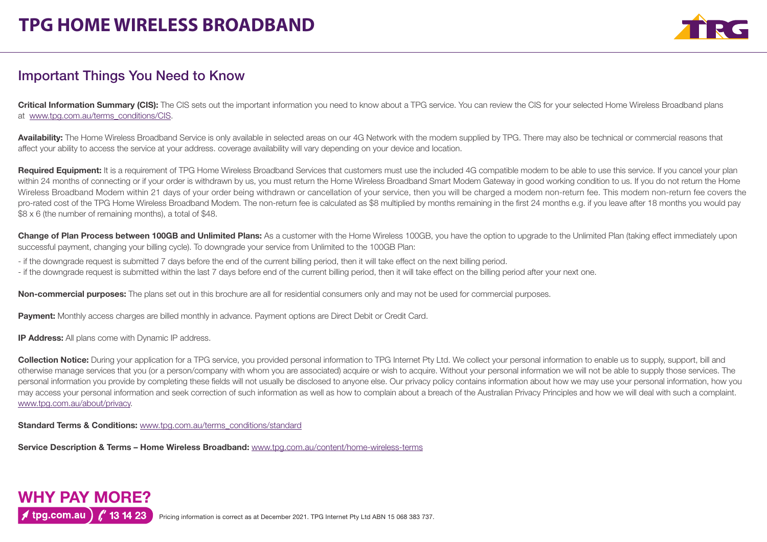# TPG HOME WIRELESS BROADBAND

## Important Things You Need to Know

**Critical Information Summary (CIS):** The CIS sets out the important information you need to know about a TPG service. You can review the CIS for your selected Home Wireless Broadband plans at www.tpg.com.au/terms_conditions/CIS.

**Availability:** The Home Wireless Broadband Service is only available in selected areas on our 4G Network with the modem supplied by TPG. There may also be technical or commercial reasons that affect your ability to access the service at your address. coverage availability will vary depending on your device and location.

**Required Equipment:** It is a requirement of TPG Home Wireless Broadband Services that customers must use the included 4G compatible modem to be able to use this service. If you cancel your plan within 24 months of connecting or if your order is withdrawn by us, you must return the Home Wireless Broadband Smart Modem Gateway in good working condition to us. If you do not return the Home Wireless Broadband Modem within 21 days of your order being withdrawn or cancellation of your service, then you will be charged a modem non-return fee. This modem non-return fee covers the pro-rated cost of the TPG Home Wireless Broadband Modem. The non-return fee is calculated as $8 multiplied by months remaining in the first 24 months e.g. if you leave after 18 months you would pay $8 x 6 (the number of remaining months), a total of $48.

**Change of Plan Process between 100GB and Unlimited Plans:** As a customer with the Home Wireless 100GB, you have the option to upgrade to the Unlimited Plan (taking effect immediately upon successful payment, changing your billing cycle). To downgrade your service from Unlimited to the 100GB Plan:

- if the downgrade request is submitted 7 days before the end of the current billing period, then it will take effect on the next billing period.
- if the downgrade request is submitted within the last 7 days before end of the current billing period, then it will take effect on the billing period after your next one.

**Non-commercial purposes:** The plans set out in this brochure are all for residential consumers only and may not be used for commercial purposes.

**Payment:** Monthly access charges are billed monthly in advance. Payment options are Direct Debit or Credit Card.

**IP Address:** All plans come with Dynamic IP address.

**Collection Notice:** During your application for a TPG service, you provided personal information to TPG Internet Pty Ltd. We collect your personal information to enable us to supply, support, bill and otherwise manage services that you (or a person/company with whom you are associated) acquire or wish to acquire. Without your personal information we will not be able to supply those services. The personal information you provide by completing these fields will not usually be disclosed to anyone else. Our privacy policy contains information about how we may use your personal information, how you may access your personal information and seek correction of such information as well as how to complain about a breach of the Australian Privacy Principles and how we will deal with such a complaint. www.tpg.com.au/about/privacy.

**Standard Terms & Conditions:** www.tpg.com.au/terms_conditions/standard

**Service Description & Terms – Home Wireless Broadband:** www.tpg.com.au/content/home-wireless-terms

**WHY PAY MORE?**

tpg.com.au 13 14 23

Pricing information is correct as at December 2021. TPG Internet Pty Ltd ABN 15 068 383 737.